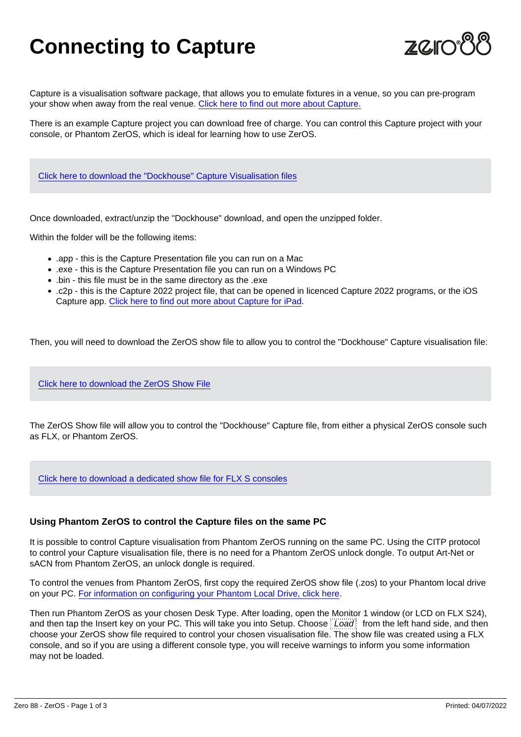# Connecting to Capture

Capture is a visualisation software package, that allows you to emulate fixtures in a venue, so you can pre-program your show when away from the real venue. Click here to find out more about Capture.

There is an example Capture project you can download free of charge. You can control this Capture project with your console, or Phantom ZerOS, which is ideal for learning how to use ZerOS.

Click here to download the "Dockhouse" Capture Visualisation files

Once downloaded, extract/unzip the "Dockhouse" download, and open the unzipped folder.

Within the folder will be the following items:

- .app - this is the Capture Presentation file you can run on a Mac
- .exe - this is the Capture Presentation file you can run on a Windows PC
- .bin - this file must be in the same directory as the .exe
- .c2p - this is the Capture 2022 project file, that can be opened in licenced Capture 2022 programs, or the iOS Capture app. Click here to find out more about Capture for iPad.

Then, you will need to download the ZerOS show file to allow you to control the "Dockhouse" Capture visualisation file:

Click here to download the ZerOS Show File

The ZerOS Show file will allow you to control the "Dockhouse" Capture file, from either a physical ZerOS console such as FLX, or Phantom ZerOS.

Click here to download a dedicated show file for FLX S consoles

### Using Phantom ZerOS to control the Capture files on the same PC

It is possible to control Capture visualisation from Phantom ZerOS running on the same PC. Using the CITP protocol to control your Capture visualisation file, there is no need for a Phantom ZerOS unlock dongle. To output Art-Net or sACN from Phantom ZerOS, an unlock dongle is required.

To control the venues from Phantom ZerOS, first copy the required ZerOS show file (.zos) to your Phantom local drive on your PC. For information on configuring your Phantom Local Drive, click here.

Then run Phantom ZerOS as your chosen Desk Type. After loading, open the Monitor 1 window (or LCD on FLX S24), and then tap the Insert key on your PC. This will take you into Setup. Choose *Load* from the left hand side, and then choose your ZerOS show file required to control your chosen visualisation file. The show file was created using a FLX console, and so if you are using a different console type, you will receive warnings to inform you some information may not be loaded.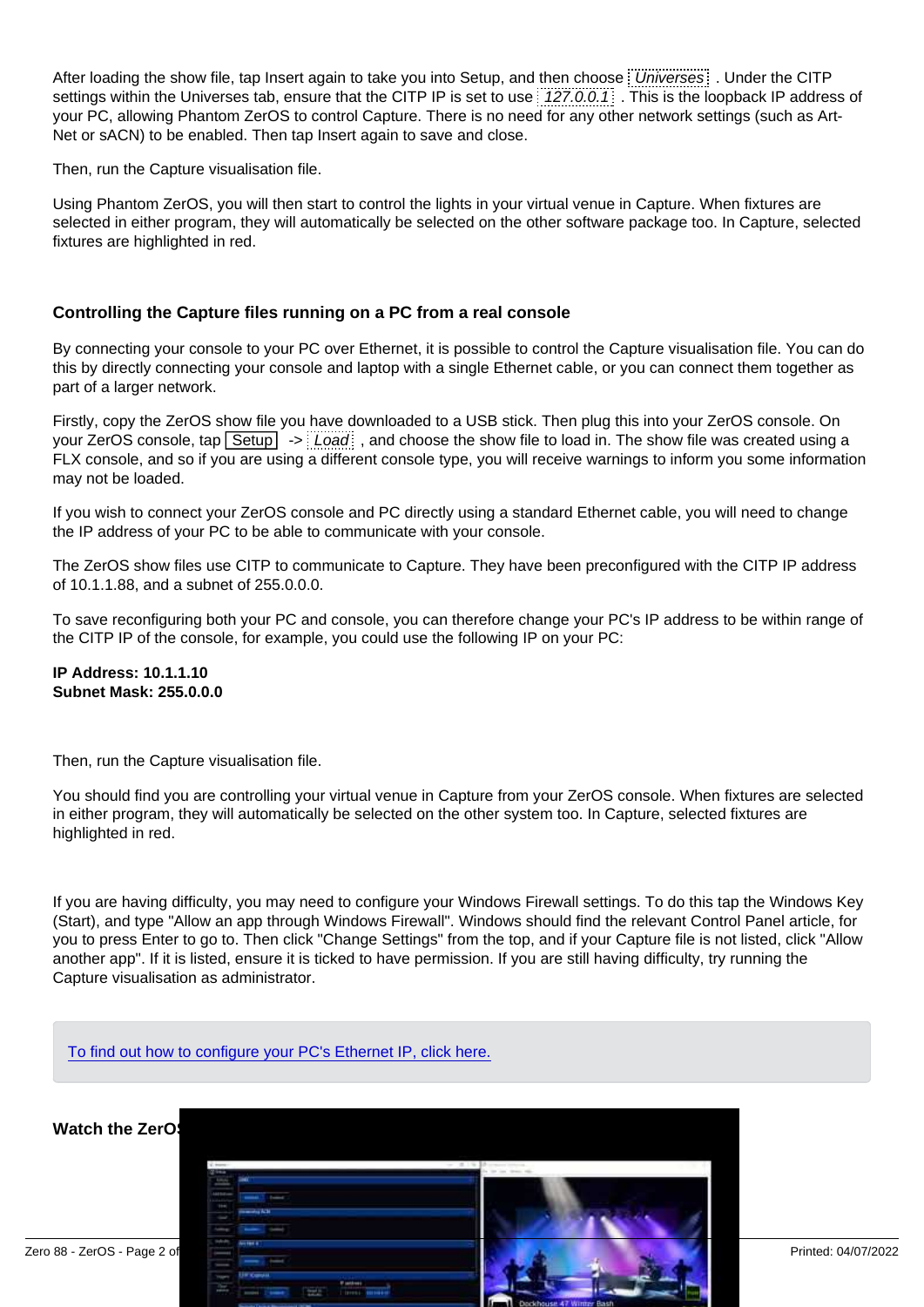After loading the show file, tap Insert again to take you into Setup, and then choose *Universes* . Under the CITP settings within the Universes tab, ensure that the CITP IP is set to use *127.0.0.1* . This is the loopback IP address of your PC, allowing Phantom ZerOS to control Capture. There is no need for any other network settings (such as Art-Net or sACN) to be enabled. Then tap Insert again to save and close.

Then, run the Capture visualisation file.

Using Phantom ZerOS, you will then start to control the lights in your virtual venue in Capture. When fixtures are selected in either program, they will automatically be selected on the other software package too. In Capture, selected fixtures are highlighted in red.

### Controlling the Capture files running on a PC from a real console

By connecting your console to your PC over Ethernet, it is possible to control the Capture visualisation file. You can do this by directly connecting your console and laptop with a single Ethernet cable, or you can connect them together as part of a larger network.

Firstly, copy the ZerOS show file you have downloaded to a USB stick. Then plug this into your ZerOS console. On your ZerOS console, tap Setup -> *Load* , and choose the show file to load in. The show file was created using a FLX console, and so if you are using a different console type, you will receive warnings to inform you some information may not be loaded.

If you wish to connect your ZerOS console and PC directly using a standard Ethernet cable, you will need to change the IP address of your PC to be able to communicate with your console.

The ZerOS show files use CITP to communicate to Capture. They have been preconfigured with the CITP IP address of 10.1.1.88, and a subnet of 255.0.0.0.

To save reconfiguring both your PC and console, you can therefore change your PC's IP address to be within range of the CITP IP of the console, for example, you could use the following IP on your PC:

**IP Address: 10.1.1.10**
**Subnet Mask: 255.0.0.0**

Then, run the Capture visualisation file.

You should find you are controlling your virtual venue in Capture from your ZerOS console. When fixtures are selected in either program, they will automatically be selected on the other system too. In Capture, selected fixtures are highlighted in red.

If you are having difficulty, you may need to configure your Windows Firewall settings. To do this tap the Windows Key (Start), and type "Allow an app through Windows Firewall". Windows should find the relevant Control Panel article, for you to press Enter to go to. Then click "Change Settings" from the top, and if your Capture file is not listed, click "Allow another app". If it is listed, ensure it is ticked to have permission. If you are still having difficulty, try running the Capture visualisation as administrator.

To find out how to configure your PC's Ethernet IP, click here.

**Watch the ZerOS**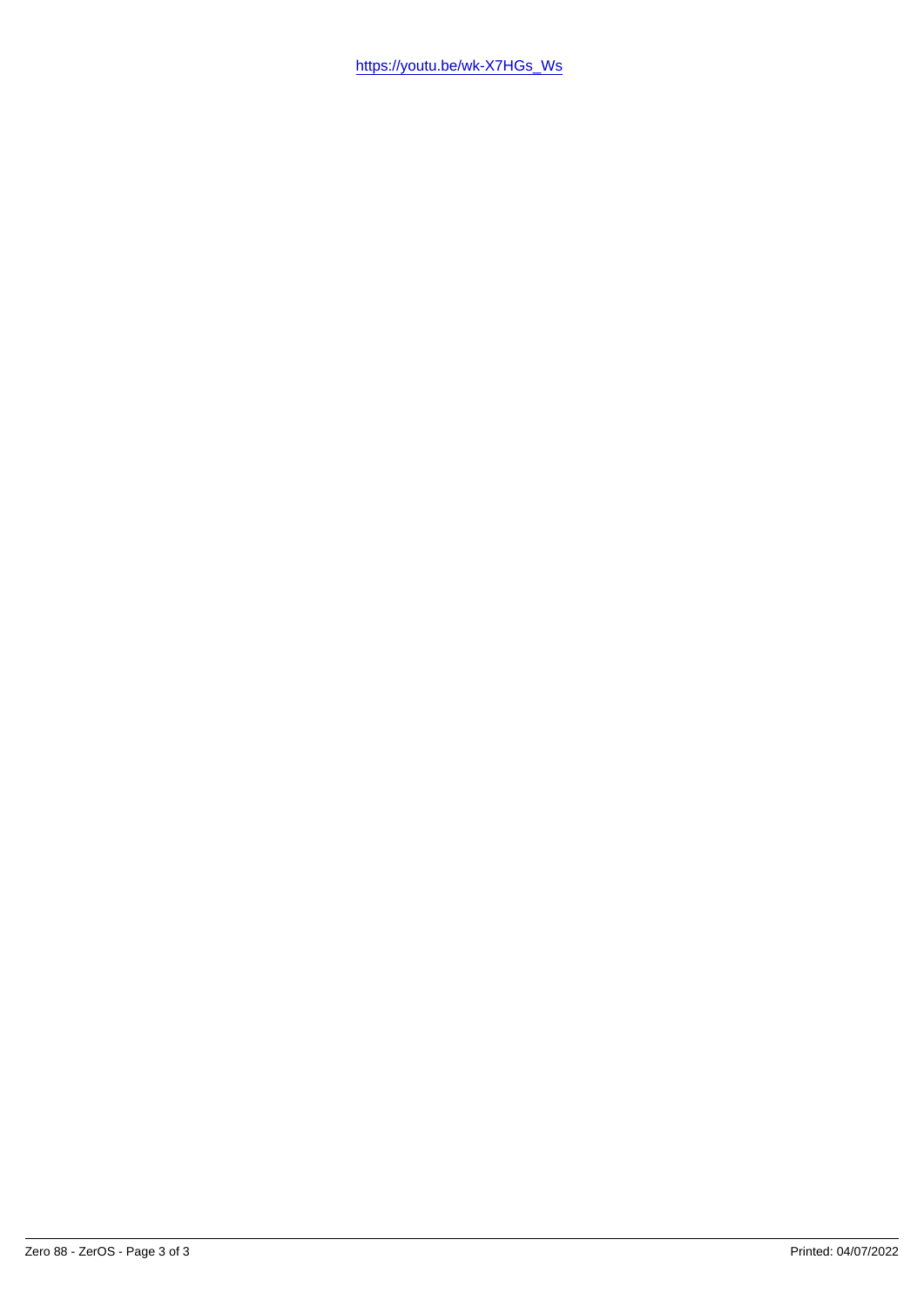https://youtu.be/wk-X7HGs_Ws